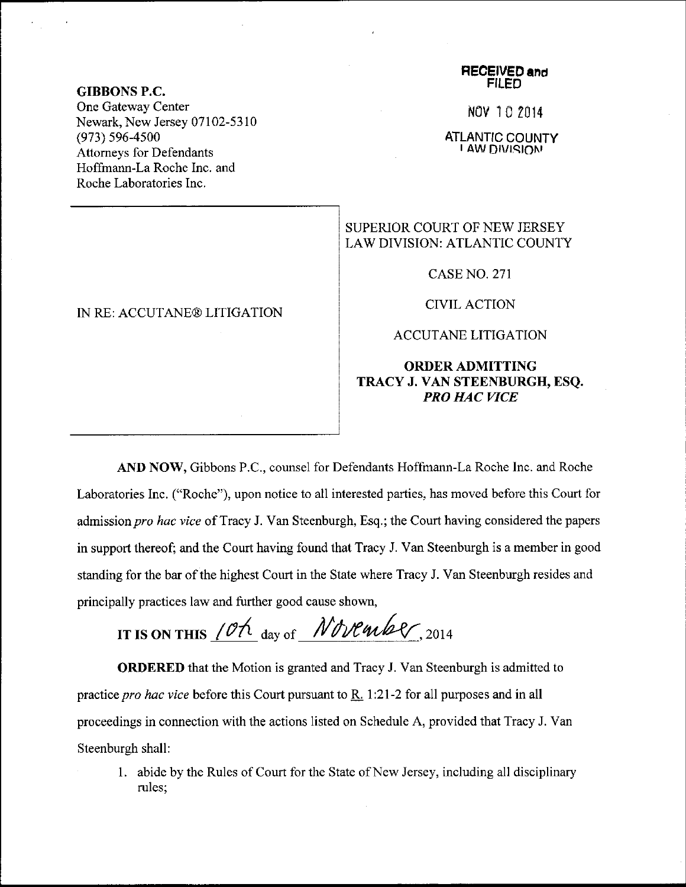**GIBBONS P.C.**
One Gateway Center
Newark, New Jersey 07102-5310
(973) 596-4500
Attorneys for Defendants
Hoffmann-La Roche Inc. and
Roche Laboratories Inc.

**RECEIVED and FILED**

NOV 10 2014

ATLANTIC COUNTY
LAW DIVISION

IN RE: ACCUTANE® LITIGATION

SUPERIOR COURT OF NEW JERSEY
LAW DIVISION: ATLANTIC COUNTY

CASE NO. 271

CIVIL ACTION

ACCUTANE LITIGATION

**ORDER ADMITTING TRACY J. VAN STEENBURGH, ESQ. *PRO HAC VICE***

**AND NOW,** Gibbons P.C., counsel for Defendants Hoffmann-La Roche Inc. and Roche Laboratories Inc. ("Roche"), upon notice to all interested parties, has moved before this Court for admission *pro hac vice* of Tracy J. Van Steenburgh, Esq.; the Court having considered the papers in support thereof; and the Court having found that Tracy J. Van Steenburgh is a member in good standing for the bar of the highest Court in the State where Tracy J. Van Steenburgh resides and principally practices law and further good cause shown,

**IT IS ON THIS** 10th day of November, 2014

**ORDERED** that the Motion is granted and Tracy J. Van Steenburgh is admitted to practice *pro hac vice* before this Court pursuant to R. 1:21-2 for all purposes and in all proceedings in connection with the actions listed on Schedule A, provided that Tracy J. Van Steenburgh shall:

1. abide by the Rules of Court for the State of New Jersey, including all disciplinary rules;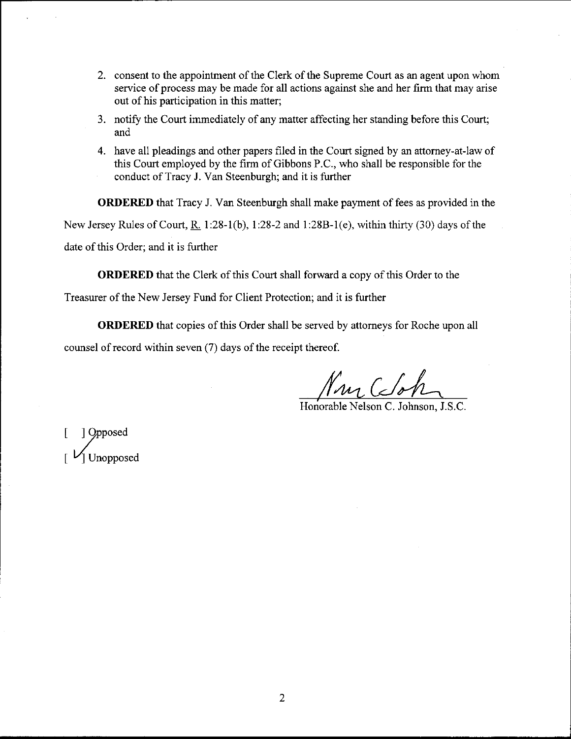2. consent to the appointment of the Clerk of the Supreme Court as an agent upon whom service of process may be made for all actions against she and her firm that may arise out of his participation in this matter;

3. notify the Court immediately of any matter affecting her standing before this Court; and

4. have all pleadings and other papers filed in the Court signed by an attorney-at-law of this Court employed by the firm of Gibbons P.C., who shall be responsible for the conduct of Tracy J. Van Steenburgh; and it is further

**ORDERED** that Tracy J. Van Steenburgh shall make payment of fees as provided in the New Jersey Rules of Court, R. 1:28-1(b), 1:28-2 and 1:28B-1(e), within thirty (30) days of the date of this Order; and it is further

**ORDERED** that the Clerk of this Court shall forward a copy of this Order to the Treasurer of the New Jersey Fund for Client Protection; and it is further

**ORDERED** that copies of this Order shall be served by attorneys for Roche upon all counsel of record within seven (7) days of the receipt thereof.

Honorable Nelson C. Johnson, J.S.C.

[ ] Opposed

[ ✓ ] Unopposed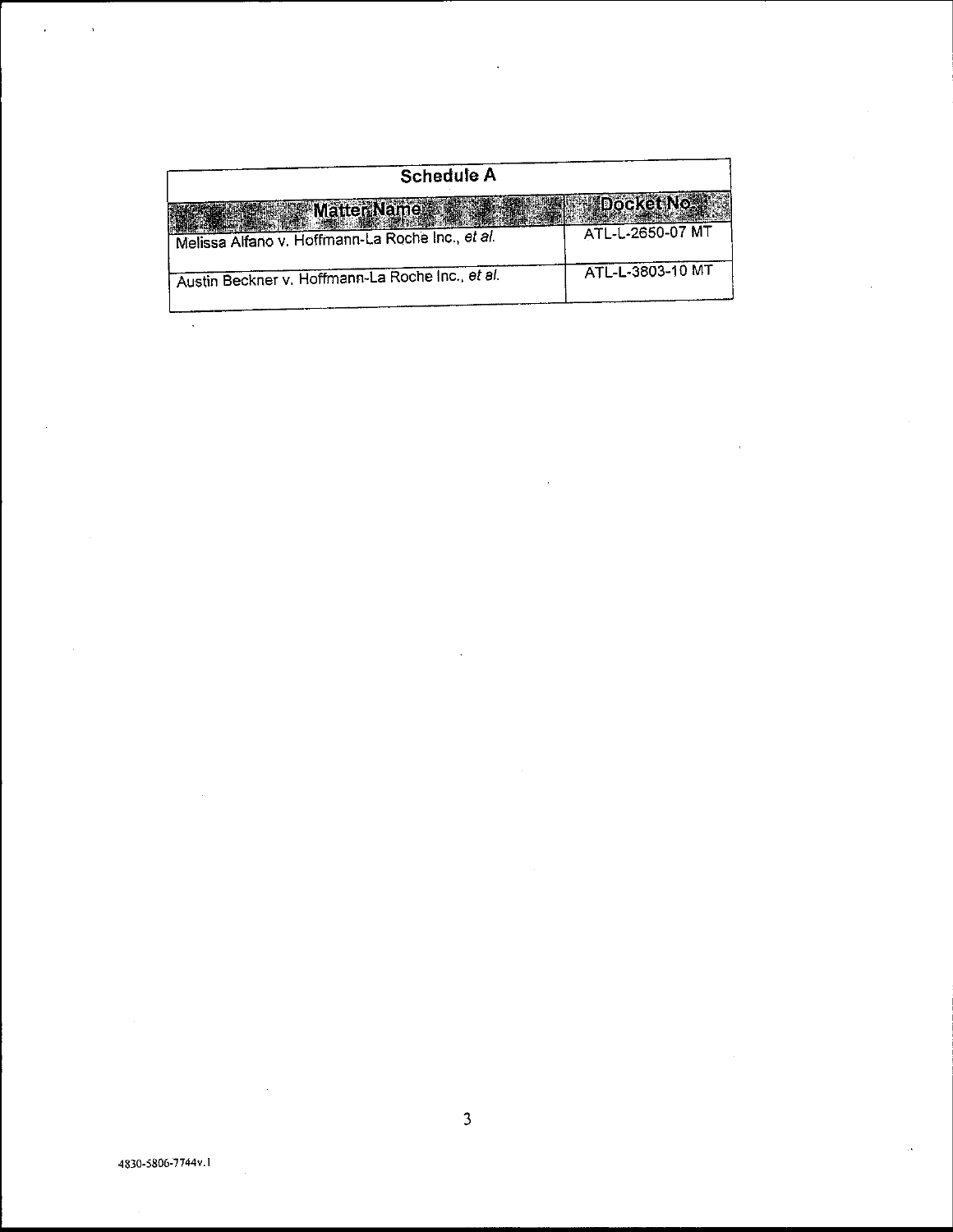| Schedule A | |
|---|---|
| Matter Name | Docket No. |
| Melissa Alfano v. Hoffmann-La Roche Inc., *et al.* | ATL-L-2650-07 MT |
| Austin Beckner v. Hoffmann-La Roche Inc., *et al.* | ATL-L-3803-10 MT |

4830-5806-7744v.1